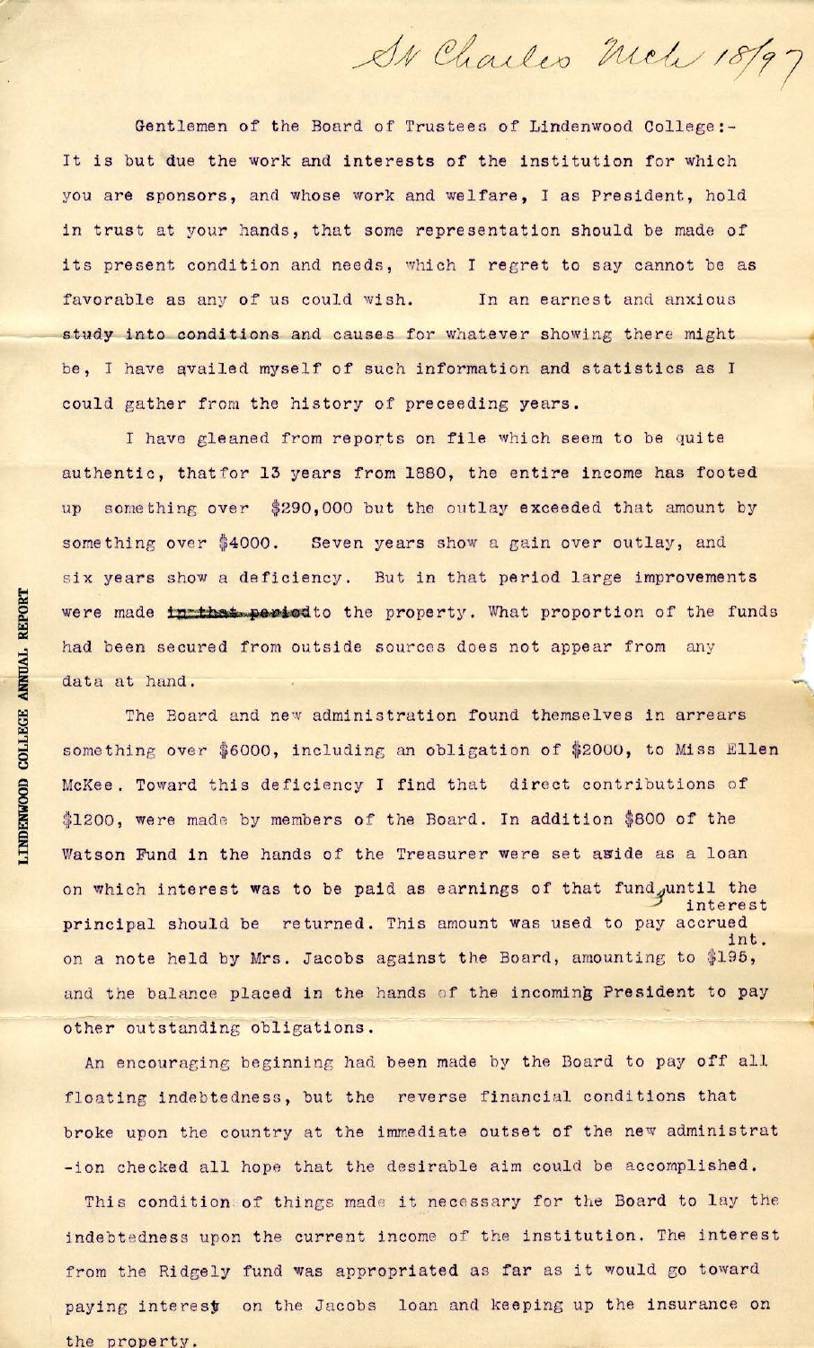St Charles Mch 18/97

Gentlemen of the Board of Trustees of Lindenwood College:-
It is but due the work and interests of the institution for which you are sponsors, and whose work and welfare, I as President, hold in trust at your hands, that some representation should be made of its present condition and needs, which I regret to say cannot be as favorable as any of us could wish. In an earnest and anxious study into conditions and causes for whatever showing there might be, I have availed myself of such information and statistics as I could gather from the history of preceeding years.

I have gleaned from reports on file which seem to be quite authentic, thatfor 13 years from 1880, the entire income has footed up something over $290,000 but the outlay exceeded that amount by something over $4000. Seven years show a gain over outlay, and six years show a deficiency. But in that period large improvements were made ~~in that period~~ to the property. What proportion of the funds had been secured from outside sources does not appear from any data at hand.

The Board and new administration found themselves in arrears something over $6000, including an obligation of $2000, to Miss Ellen McKee. Toward this deficiency I find that direct contributions of $1200, were made by members of the Board. In addition $800 of the Watson Fund in the hands of the Treasurer were set aside as a loan on which interest was to be paid as earnings of that fund, until the principal should be returned. This amount was used to pay accrued interest on a note held by Mrs. Jacobs against the Board, amounting to $195, and the balance placed in the hands of the incoming President to pay other outstanding obligations.

An encouraging beginning had been made by the Board to pay off all floating indebtedness, but the reverse financial conditions that broke upon the country at the immediate outset of the new administration checked all hope that the desirable aim could be accomplished.

This condition of things made it necessary for the Board to lay the indebtedness upon the current income of the institution. The interest from the Ridgely fund was appropriated as far as it would go toward paying interest on the Jacobs loan and keeping up the insurance on the property.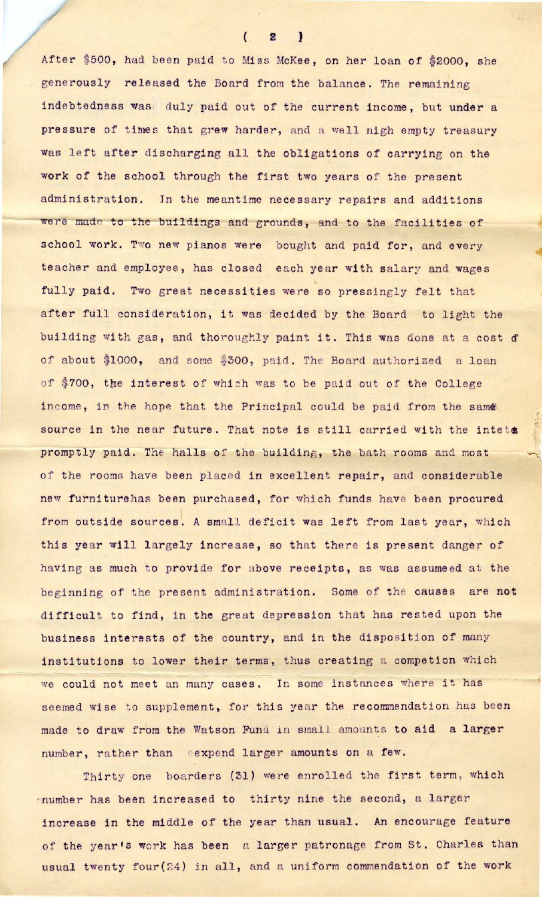After $500, had been paid to Miss McKee, on her loan of $2000, she generously released the Board from the balance. The remaining indebtedness was duly paid out of the current income, but under a pressure of times that grew harder, and a well nigh empty treasury was left after discharging all the obligations of carrying on the work of the school through the first two years of the present administration. In the meantime necessary repairs and additions were made to the buildings and grounds, and to the facilities of school work. Two new pianos were bought and paid for, and every teacher and employee, has closed each year with salary and wages fully paid. Two great necessities were so pressingly felt that after full consideration, it was decided by the Board to light the building with gas, and thoroughly paint it. This was done at a cost of of about $1000, and some $300, paid. The Board authorized a loan of $700, the interest of which was to be paid out of the College income, in the hope that the Principal could be paid from the same source in the near future. That note is still carried with the intets promptly paid. The halls of the building, the bath rooms and most of the rooms have been placed in excellent repair, and considerable new furniturehas been purchased, for which funds have been procured from outside sources. A small deficit was left from last year, which this year will largely increase, so that there is present danger of having as much to provide for above receipts, as was assumeed at the beginning of the present administration. Some of the causes are not difficult to find, in the great depression that has rested upon the business interests of the country, and in the disposition of many institutions to lower their terms, thus creating a competion which we could not meet an many cases. In some instances where it has seemed wise to supplement, for this year the recommendation has been made to draw from the Watson Fund in small amounts to aid a larger number, rather than expend larger amounts on a few.

Thirty one boarders (31) were enrolled the first term, which number has been increased to thirty nine the second, a larger increase in the middle of the year than usual. An encourage feature of the year's work has been a larger patronage from St. Charles than usual twenty four(24) in all, and a uniform commendation of the work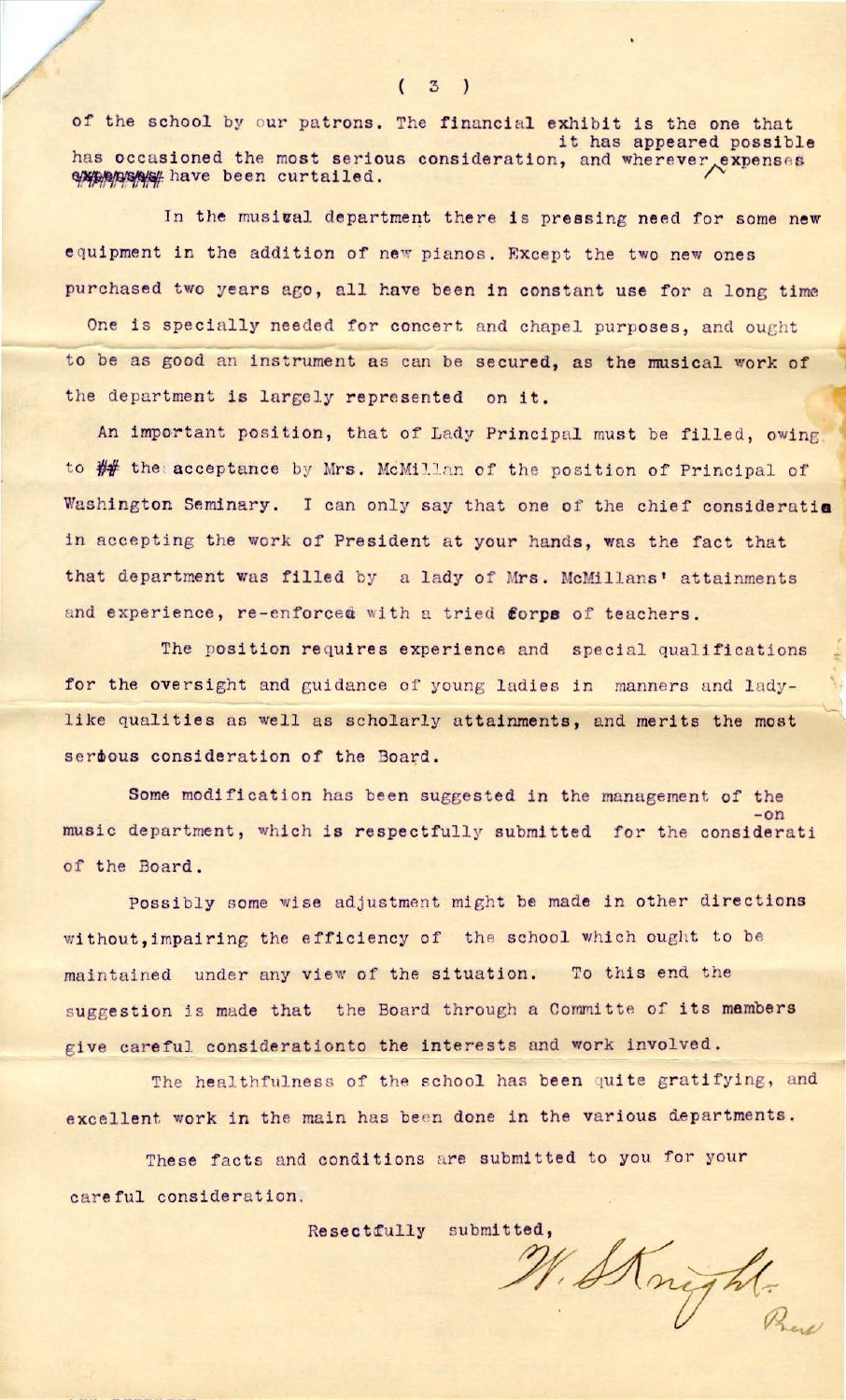of the school by our patrons. The financial exhibit is the one that has occasioned the most serious consideration, and wherever it has appeared possible expenses have been curtailed.

In the musical department there is pressing need for some new equipment in the addition of new pianos. Except the two new ones purchased two years ago, all have been in constant use for a long time One is specially needed for concert and chapel purposes, and ought to be as good an instrument as can be secured, as the musical work of the department is largely represented on it.

An important position, that of Lady Principal must be filled, owing to the acceptance by Mrs. McMillan of the position of Principal of Washington Seminary. I can only say that one of the chief consideratio in accepting the work of President at your hands, was the fact that that department was filled by a lady of Mrs. McMillans' attainments and experience, re-enforced with a tried corps of teachers.

The position requires experience and special qualifications for the oversight and guidance of young ladies in manners and lady-like qualities as well as scholarly attainments, and merits the most serious consideration of the Board.

Some modification has been suggested in the management of the music department, which is respectfully submitted for the consideration of the Board.

Possibly some wise adjustment might be made in other directions without, impairing the efficiency of the school which ought to be maintained under any view of the situation. To this end the suggestion is made that the Board through a Committe of its members give careful considerationto the interests and work involved.

The healthfulness of the school has been quite gratifying, and excellent work in the main has been done in the various departments.

These facts and conditions are submitted to you for your careful consideration.

Resectfully submitted,

W. S. Knight, Pres.